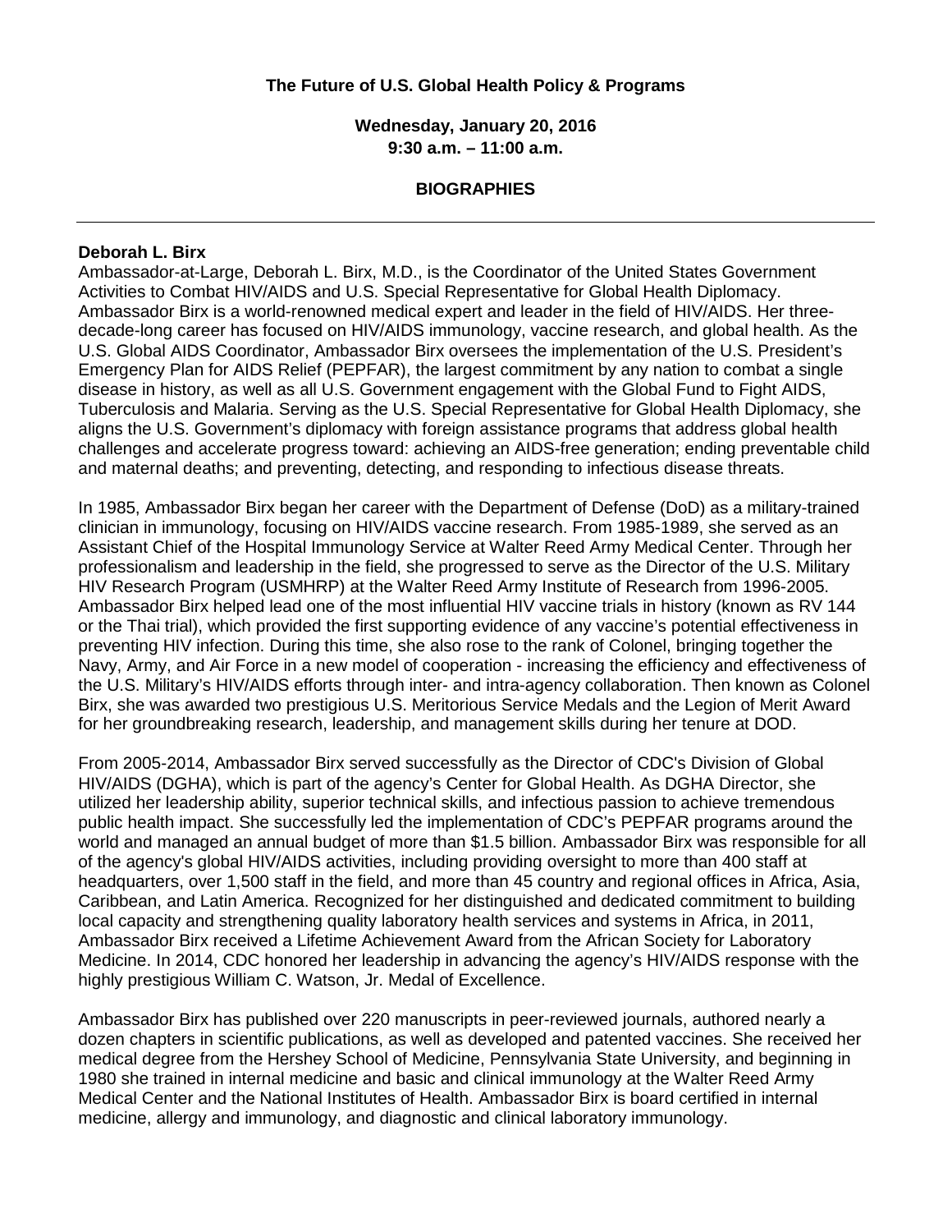**The Future of U.S. Global Health Policy & Programs**

**Wednesday, January 20, 2016**
**9:30 a.m. – 11:00 a.m.**

**BIOGRAPHIES**

---

**Deborah L. Birx**
Ambassador-at-Large, Deborah L. Birx, M.D., is the Coordinator of the United States Government Activities to Combat HIV/AIDS and U.S. Special Representative for Global Health Diplomacy. Ambassador Birx is a world-renowned medical expert and leader in the field of HIV/AIDS. Her three-decade-long career has focused on HIV/AIDS immunology, vaccine research, and global health. As the U.S. Global AIDS Coordinator, Ambassador Birx oversees the implementation of the U.S. President's Emergency Plan for AIDS Relief (PEPFAR), the largest commitment by any nation to combat a single disease in history, as well as all U.S. Government engagement with the Global Fund to Fight AIDS, Tuberculosis and Malaria. Serving as the U.S. Special Representative for Global Health Diplomacy, she aligns the U.S. Government's diplomacy with foreign assistance programs that address global health challenges and accelerate progress toward: achieving an AIDS-free generation; ending preventable child and maternal deaths; and preventing, detecting, and responding to infectious disease threats.

In 1985, Ambassador Birx began her career with the Department of Defense (DoD) as a military-trained clinician in immunology, focusing on HIV/AIDS vaccine research. From 1985-1989, she served as an Assistant Chief of the Hospital Immunology Service at Walter Reed Army Medical Center. Through her professionalism and leadership in the field, she progressed to serve as the Director of the U.S. Military HIV Research Program (USMHRP) at the Walter Reed Army Institute of Research from 1996-2005. Ambassador Birx helped lead one of the most influential HIV vaccine trials in history (known as RV 144 or the Thai trial), which provided the first supporting evidence of any vaccine's potential effectiveness in preventing HIV infection. During this time, she also rose to the rank of Colonel, bringing together the Navy, Army, and Air Force in a new model of cooperation - increasing the efficiency and effectiveness of the U.S. Military's HIV/AIDS efforts through inter- and intra-agency collaboration. Then known as Colonel Birx, she was awarded two prestigious U.S. Meritorious Service Medals and the Legion of Merit Award for her groundbreaking research, leadership, and management skills during her tenure at DOD.

From 2005-2014, Ambassador Birx served successfully as the Director of CDC's Division of Global HIV/AIDS (DGHA), which is part of the agency's Center for Global Health. As DGHA Director, she utilized her leadership ability, superior technical skills, and infectious passion to achieve tremendous public health impact. She successfully led the implementation of CDC's PEPFAR programs around the world and managed an annual budget of more than $1.5 billion. Ambassador Birx was responsible for all of the agency's global HIV/AIDS activities, including providing oversight to more than 400 staff at headquarters, over 1,500 staff in the field, and more than 45 country and regional offices in Africa, Asia, Caribbean, and Latin America. Recognized for her distinguished and dedicated commitment to building local capacity and strengthening quality laboratory health services and systems in Africa, in 2011, Ambassador Birx received a Lifetime Achievement Award from the African Society for Laboratory Medicine. In 2014, CDC honored her leadership in advancing the agency's HIV/AIDS response with the highly prestigious William C. Watson, Jr. Medal of Excellence.

Ambassador Birx has published over 220 manuscripts in peer-reviewed journals, authored nearly a dozen chapters in scientific publications, as well as developed and patented vaccines. She received her medical degree from the Hershey School of Medicine, Pennsylvania State University, and beginning in 1980 she trained in internal medicine and basic and clinical immunology at the Walter Reed Army Medical Center and the National Institutes of Health. Ambassador Birx is board certified in internal medicine, allergy and immunology, and diagnostic and clinical laboratory immunology.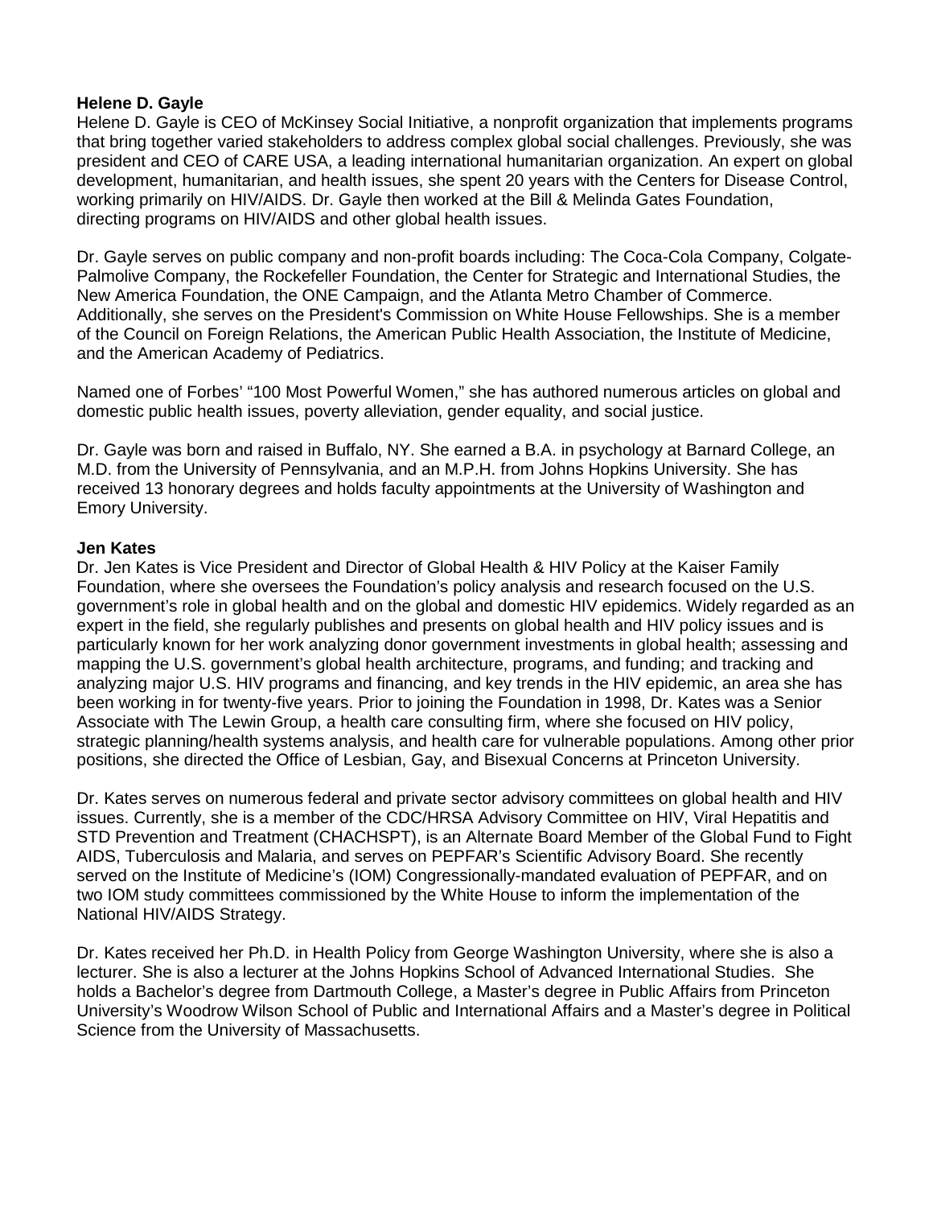**Helene D. Gayle**

Helene D. Gayle is CEO of McKinsey Social Initiative, a nonprofit organization that implements programs that bring together varied stakeholders to address complex global social challenges. Previously, she was president and CEO of CARE USA, a leading international humanitarian organization. An expert on global development, humanitarian, and health issues, she spent 20 years with the Centers for Disease Control, working primarily on HIV/AIDS. Dr. Gayle then worked at the Bill & Melinda Gates Foundation, directing programs on HIV/AIDS and other global health issues.

Dr. Gayle serves on public company and non-profit boards including: The Coca-Cola Company, Colgate-Palmolive Company, the Rockefeller Foundation, the Center for Strategic and International Studies, the New America Foundation, the ONE Campaign, and the Atlanta Metro Chamber of Commerce. Additionally, she serves on the President's Commission on White House Fellowships. She is a member of the Council on Foreign Relations, the American Public Health Association, the Institute of Medicine, and the American Academy of Pediatrics.

Named one of Forbes' "100 Most Powerful Women," she has authored numerous articles on global and domestic public health issues, poverty alleviation, gender equality, and social justice.

Dr. Gayle was born and raised in Buffalo, NY. She earned a B.A. in psychology at Barnard College, an M.D. from the University of Pennsylvania, and an M.P.H. from Johns Hopkins University. She has received 13 honorary degrees and holds faculty appointments at the University of Washington and Emory University.

**Jen Kates**

Dr. Jen Kates is Vice President and Director of Global Health & HIV Policy at the Kaiser Family Foundation, where she oversees the Foundation's policy analysis and research focused on the U.S. government's role in global health and on the global and domestic HIV epidemics. Widely regarded as an expert in the field, she regularly publishes and presents on global health and HIV policy issues and is particularly known for her work analyzing donor government investments in global health; assessing and mapping the U.S. government's global health architecture, programs, and funding; and tracking and analyzing major U.S. HIV programs and financing, and key trends in the HIV epidemic, an area she has been working in for twenty-five years. Prior to joining the Foundation in 1998, Dr. Kates was a Senior Associate with The Lewin Group, a health care consulting firm, where she focused on HIV policy, strategic planning/health systems analysis, and health care for vulnerable populations. Among other prior positions, she directed the Office of Lesbian, Gay, and Bisexual Concerns at Princeton University.

Dr. Kates serves on numerous federal and private sector advisory committees on global health and HIV issues. Currently, she is a member of the CDC/HRSA Advisory Committee on HIV, Viral Hepatitis and STD Prevention and Treatment (CHACHSPT), is an Alternate Board Member of the Global Fund to Fight AIDS, Tuberculosis and Malaria, and serves on PEPFAR's Scientific Advisory Board. She recently served on the Institute of Medicine's (IOM) Congressionally-mandated evaluation of PEPFAR, and on two IOM study committees commissioned by the White House to inform the implementation of the National HIV/AIDS Strategy.

Dr. Kates received her Ph.D. in Health Policy from George Washington University, where she is also a lecturer. She is also a lecturer at the Johns Hopkins School of Advanced International Studies. She holds a Bachelor's degree from Dartmouth College, a Master's degree in Public Affairs from Princeton University's Woodrow Wilson School of Public and International Affairs and a Master's degree in Political Science from the University of Massachusetts.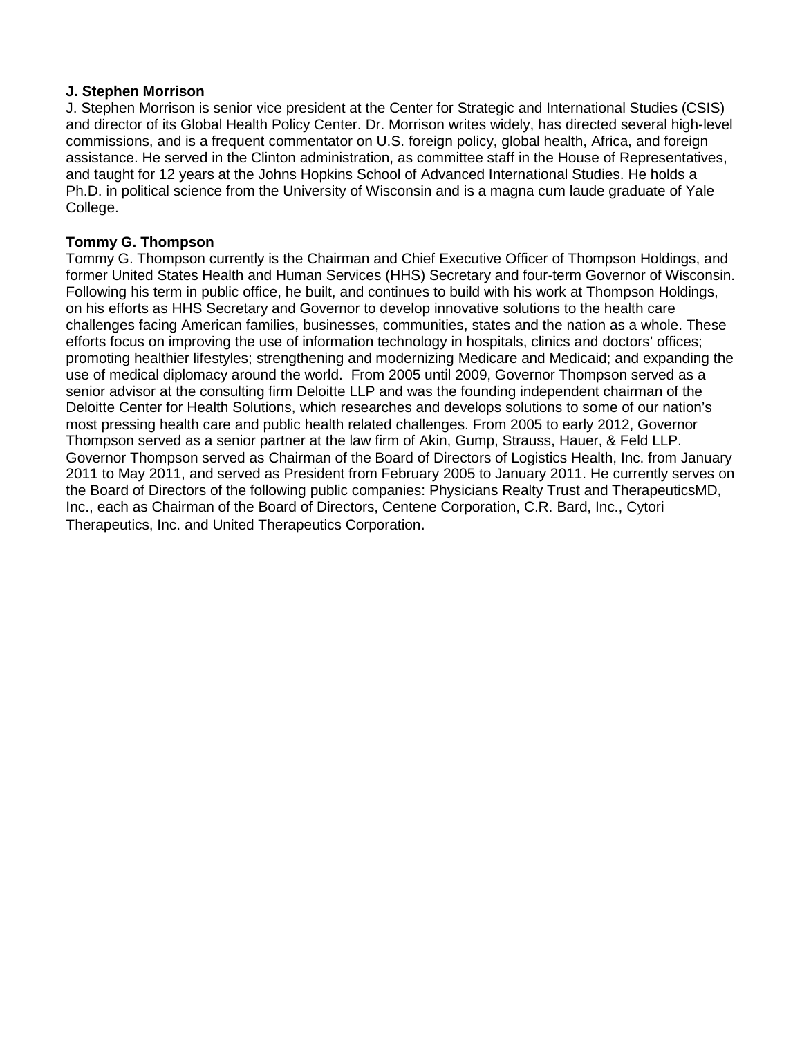**J. Stephen Morrison**

J. Stephen Morrison is senior vice president at the Center for Strategic and International Studies (CSIS) and director of its Global Health Policy Center. Dr. Morrison writes widely, has directed several high-level commissions, and is a frequent commentator on U.S. foreign policy, global health, Africa, and foreign assistance. He served in the Clinton administration, as committee staff in the House of Representatives, and taught for 12 years at the Johns Hopkins School of Advanced International Studies. He holds a Ph.D. in political science from the University of Wisconsin and is a magna cum laude graduate of Yale College.

**Tommy G. Thompson**

Tommy G. Thompson currently is the Chairman and Chief Executive Officer of Thompson Holdings, and former United States Health and Human Services (HHS) Secretary and four-term Governor of Wisconsin. Following his term in public office, he built, and continues to build with his work at Thompson Holdings, on his efforts as HHS Secretary and Governor to develop innovative solutions to the health care challenges facing American families, businesses, communities, states and the nation as a whole. These efforts focus on improving the use of information technology in hospitals, clinics and doctors' offices; promoting healthier lifestyles; strengthening and modernizing Medicare and Medicaid; and expanding the use of medical diplomacy around the world. From 2005 until 2009, Governor Thompson served as a senior advisor at the consulting firm Deloitte LLP and was the founding independent chairman of the Deloitte Center for Health Solutions, which researches and develops solutions to some of our nation's most pressing health care and public health related challenges. From 2005 to early 2012, Governor Thompson served as a senior partner at the law firm of Akin, Gump, Strauss, Hauer, & Feld LLP. Governor Thompson served as Chairman of the Board of Directors of Logistics Health, Inc. from January 2011 to May 2011, and served as President from February 2005 to January 2011. He currently serves on the Board of Directors of the following public companies: Physicians Realty Trust and TherapeuticsMD, Inc., each as Chairman of the Board of Directors, Centene Corporation, C.R. Bard, Inc., Cytori Therapeutics, Inc. and United Therapeutics Corporation.